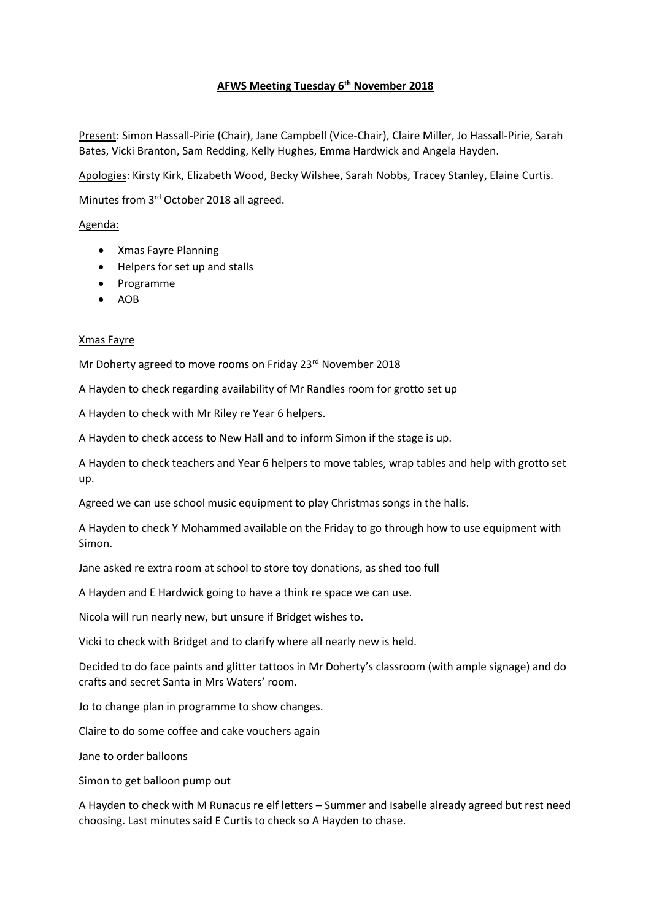# AFWS Meeting Tuesday 6th November 2018

Present: Simon Hassall-Pirie (Chair), Jane Campbell (Vice-Chair), Claire Miller, Jo Hassall-Pirie, Sarah Bates, Vicki Branton, Sam Redding, Kelly Hughes, Emma Hardwick and Angela Hayden.

Apologies: Kirsty Kirk, Elizabeth Wood, Becky Wilshee, Sarah Nobbs, Tracey Stanley, Elaine Curtis.

Minutes from 3rd October 2018 all agreed.

Agenda:

- Xmas Fayre Planning
- Helpers for set up and stalls
- Programme
- AOB

## Xmas Fayre

Mr Doherty agreed to move rooms on Friday 23rd November 2018

A Hayden to check regarding availability of Mr Randles room for grotto set up

A Hayden to check with Mr Riley re Year 6 helpers.

A Hayden to check access to New Hall and to inform Simon if the stage is up.

A Hayden to check teachers and Year 6 helpers to move tables, wrap tables and help with grotto set up.

Agreed we can use school music equipment to play Christmas songs in the halls.

A Hayden to check Y Mohammed available on the Friday to go through how to use equipment with Simon.

Jane asked re extra room at school to store toy donations, as shed too full

A Hayden and E Hardwick going to have a think re space we can use.

Nicola will run nearly new, but unsure if Bridget wishes to.

Vicki to check with Bridget and to clarify where all nearly new is held.

Decided to do face paints and glitter tattoos in Mr Doherty's classroom (with ample signage) and do crafts and secret Santa in Mrs Waters' room.

Jo to change plan in programme to show changes.

Claire to do some coffee and cake vouchers again

Jane to order balloons

Simon to get balloon pump out

A Hayden to check with M Runacus re elf letters – Summer and Isabelle already agreed but rest need choosing. Last minutes said E Curtis to check so A Hayden to chase.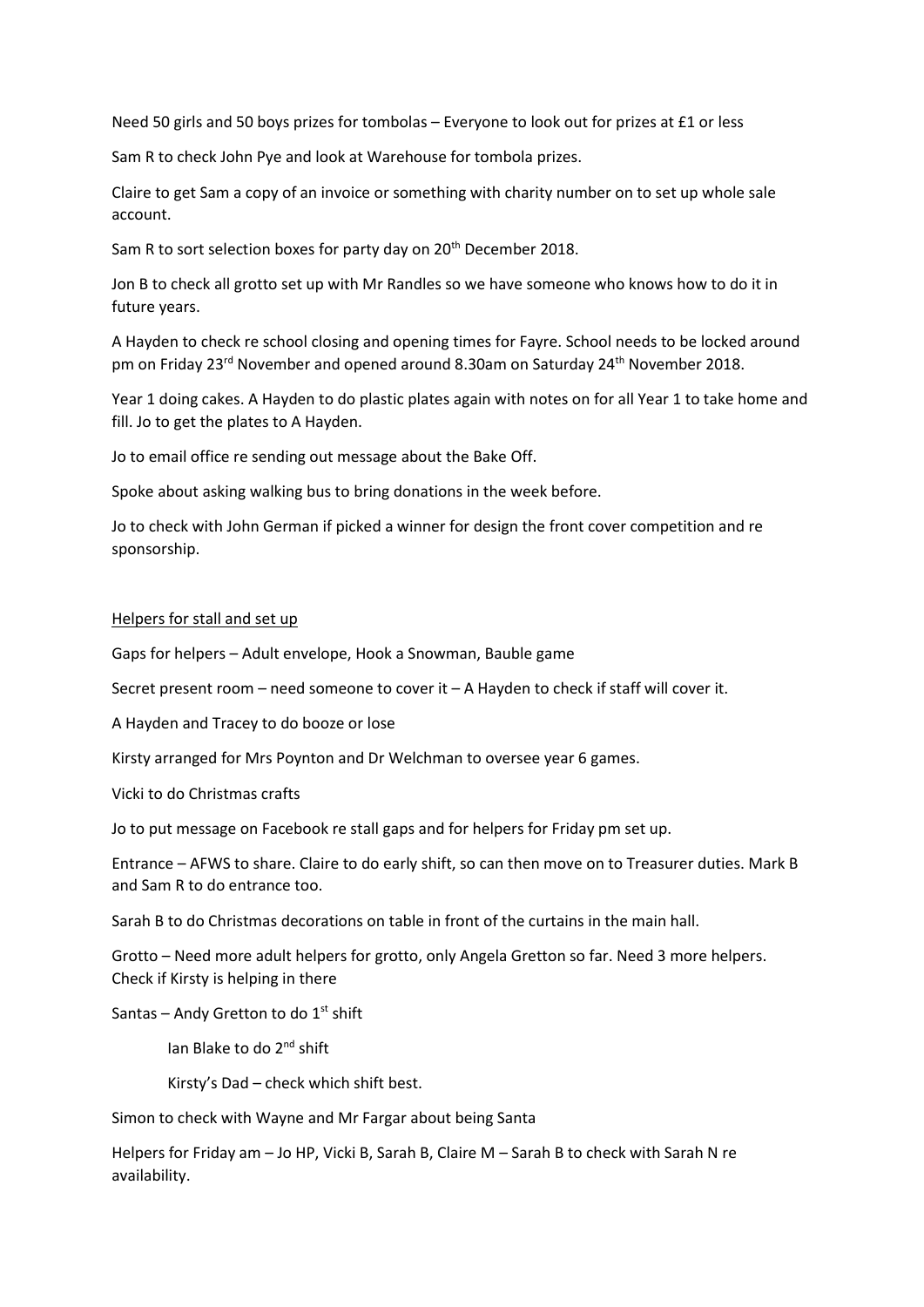Need 50 girls and 50 boys prizes for tombolas – Everyone to look out for prizes at £1 or less

Sam R to check John Pye and look at Warehouse for tombola prizes.

Claire to get Sam a copy of an invoice or something with charity number on to set up whole sale account.

Sam R to sort selection boxes for party day on 20th December 2018.

Jon B to check all grotto set up with Mr Randles so we have someone who knows how to do it in future years.

A Hayden to check re school closing and opening times for Fayre. School needs to be locked around pm on Friday 23rd November and opened around 8.30am on Saturday 24th November 2018.

Year 1 doing cakes. A Hayden to do plastic plates again with notes on for all Year 1 to take home and fill. Jo to get the plates to A Hayden.

Jo to email office re sending out message about the Bake Off.

Spoke about asking walking bus to bring donations in the week before.

Jo to check with John German if picked a winner for design the front cover competition and re sponsorship.

<u>Helpers for stall and set up</u>

Gaps for helpers – Adult envelope, Hook a Snowman, Bauble game

Secret present room – need someone to cover it – A Hayden to check if staff will cover it.

A Hayden and Tracey to do booze or lose

Kirsty arranged for Mrs Poynton and Dr Welchman to oversee year 6 games.

Vicki to do Christmas crafts

Jo to put message on Facebook re stall gaps and for helpers for Friday pm set up.

Entrance – AFWS to share. Claire to do early shift, so can then move on to Treasurer duties. Mark B and Sam R to do entrance too.

Sarah B to do Christmas decorations on table in front of the curtains in the main hall.

Grotto – Need more adult helpers for grotto, only Angela Gretton so far. Need 3 more helpers. Check if Kirsty is helping in there

Santas – Andy Gretton to do 1st shift

Ian Blake to do 2nd shift

Kirsty's Dad – check which shift best.

Simon to check with Wayne and Mr Fargar about being Santa

Helpers for Friday am – Jo HP, Vicki B, Sarah B, Claire M – Sarah B to check with Sarah N re availability.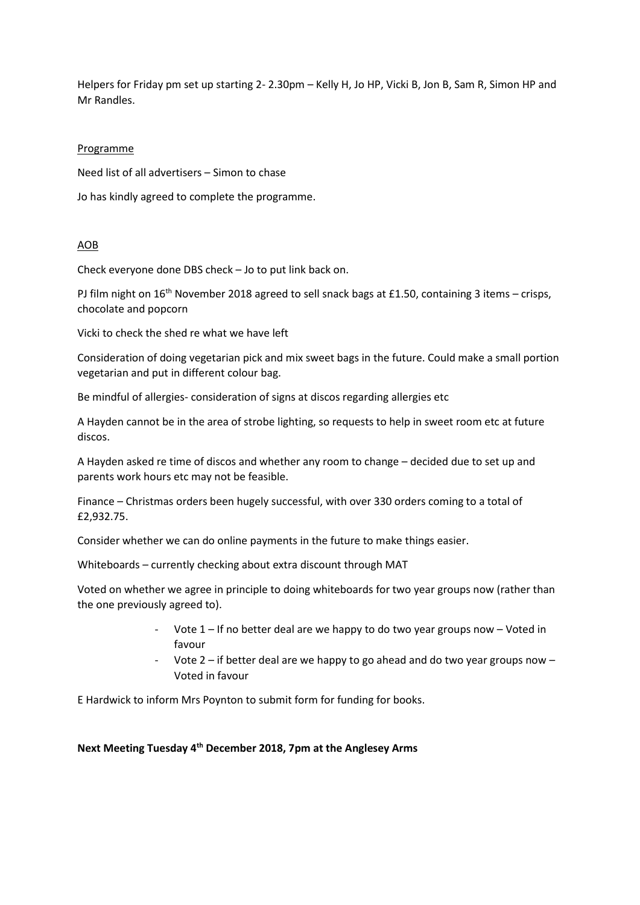Helpers for Friday pm set up starting 2- 2.30pm – Kelly H, Jo HP, Vicki B, Jon B, Sam R, Simon HP and Mr Randles.

## Programme

Need list of all advertisers – Simon to chase

Jo has kindly agreed to complete the programme.

## AOB

Check everyone done DBS check – Jo to put link back on.

PJ film night on 16th November 2018 agreed to sell snack bags at £1.50, containing 3 items – crisps, chocolate and popcorn

Vicki to check the shed re what we have left

Consideration of doing vegetarian pick and mix sweet bags in the future. Could make a small portion vegetarian and put in different colour bag.

Be mindful of allergies- consideration of signs at discos regarding allergies etc

A Hayden cannot be in the area of strobe lighting, so requests to help in sweet room etc at future discos.

A Hayden asked re time of discos and whether any room to change – decided due to set up and parents work hours etc may not be feasible.

Finance – Christmas orders been hugely successful, with over 330 orders coming to a total of £2,932.75.

Consider whether we can do online payments in the future to make things easier.

Whiteboards – currently checking about extra discount through MAT

Voted on whether we agree in principle to doing whiteboards for two year groups now (rather than the one previously agreed to).

- Vote 1 – If no better deal are we happy to do two year groups now – Voted in favour
- Vote 2 – if better deal are we happy to go ahead and do two year groups now – Voted in favour

E Hardwick to inform Mrs Poynton to submit form for funding for books.

**Next Meeting Tuesday 4th December 2018, 7pm at the Anglesey Arms**